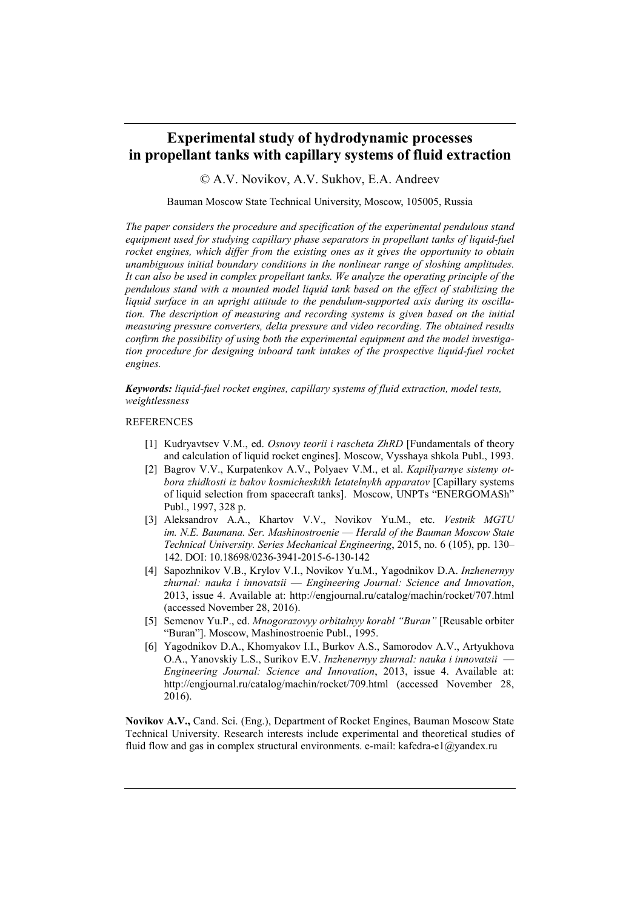# Experimental study of hydrodynamic processes in propellant tanks with capillary systems of fluid extraction

© A.V. Novikov, A.V. Sukhov, E.A. Andreev

Bauman Moscow State Technical University, Moscow, 105005, Russia

*The paper considers the procedure and specification of the experimental pendulous stand equipment used for studying capillary phase separators in propellant tanks of liquid-fuel rocket engines, which differ from the existing ones as it gives the opportunity to obtain unambiguous initial boundary conditions in the nonlinear range of sloshing amplitudes. It can also be used in complex propellant tanks. We analyze the operating principle of the pendulous stand with a mounted model liquid tank based on the effect of stabilizing the liquid surface in an upright attitude to the pendulum-supported axis during its oscillation. The description of measuring and recording systems is given based on the initial measuring pressure converters, delta pressure and video recording. The obtained results confirm the possibility of using both the experimental equipment and the model investigation procedure for designing inboard tank intakes of the prospective liquid-fuel rocket engines.*

***Keywords:*** *liquid-fuel rocket engines, capillary systems of fluid extraction, model tests, weightlessness*

REFERENCES

[1] Kudryavtsev V.M., ed. *Osnovy teorii i rascheta ZhRD* [Fundamentals of theory and calculation of liquid rocket engines]. Moscow, Vysshaya shkola Publ., 1993.

[2] Bagrov V.V., Kurpatenkov A.V., Polyaev V.M., et al. *Kapillyarnye sistemy otbora zhidkosti iz bakov kosmicheskikh letatelnykh apparatov* [Capillary systems of liquid selection from spacecraft tanks]. Moscow, UNPTs "ENERGOMASh" Publ., 1997, 328 p.

[3] Aleksandrov A.A., Khartov V.V., Novikov Yu.M., etc. *Vestnik MGTU im. N.E. Baumana. Ser. Mashinostroenie — Herald of the Bauman Moscow State Technical University. Series Mechanical Engineering*, 2015, no. 6 (105), pp. 130–142. DOI: 10.18698/0236-3941-2015-6-130-142

[4] Sapozhnikov V.B., Krylov V.I., Novikov Yu.M., Yagodnikov D.A. *Inzhenernyy zhurnal: nauka i innovatsii — Engineering Journal: Science and Innovation*, 2013, issue 4. Available at: http://engjournal.ru/catalog/machin/rocket/707.html (accessed November 28, 2016).

[5] Semenov Yu.P., ed. *Mnogorazovyy orbitalnyy korabl "Buran"* [Reusable orbiter "Buran"]. Moscow, Mashinostroenie Publ., 1995.

[6] Yagodnikov D.A., Khomyakov I.I., Burkov A.S., Samorodov A.V., Artyukhova O.A., Yanovskiy L.S., Surikov E.V. *Inzhenernyy zhurnal: nauka i innovatsii — Engineering Journal: Science and Innovation*, 2013, issue 4. Available at: http://engjournal.ru/catalog/machin/rocket/709.html (accessed November 28, 2016).

**Novikov A.V.,** Cand. Sci. (Eng.), Department of Rocket Engines, Bauman Moscow State Technical University. Research interests include experimental and theoretical studies of fluid flow and gas in complex structural environments. e-mail: kafedra-e1@yandex.ru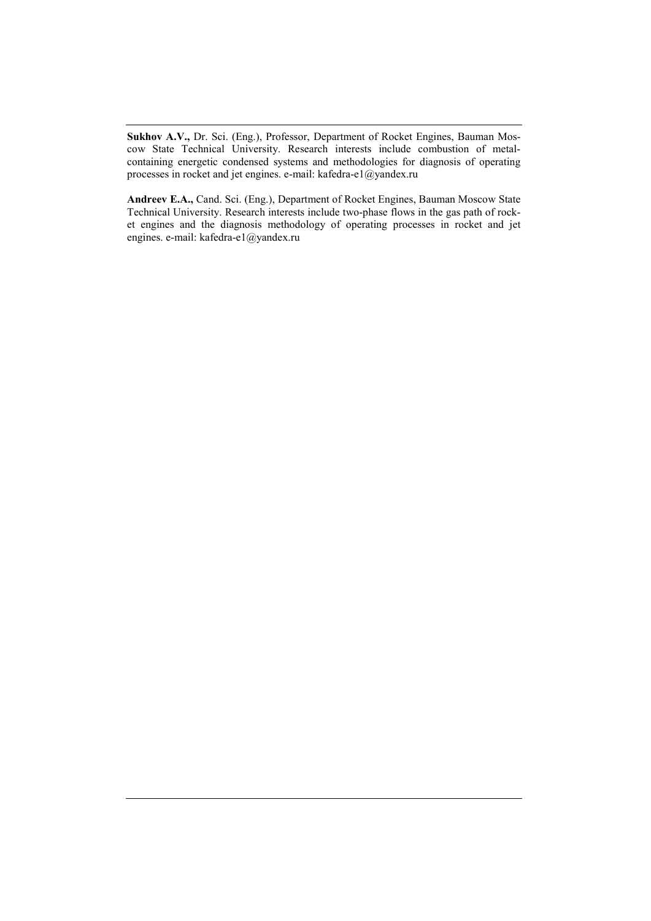**Sukhov A.V.,** Dr. Sci. (Eng.), Professor, Department of Rocket Engines, Bauman Moscow State Technical University. Research interests include combustion of metal-containing energetic condensed systems and methodologies for diagnosis of operating processes in rocket and jet engines. e-mail: kafedra-e1@yandex.ru

**Andreev E.A.,** Cand. Sci. (Eng.), Department of Rocket Engines, Bauman Moscow State Technical University. Research interests include two-phase flows in the gas path of rocket engines and the diagnosis methodology of operating processes in rocket and jet engines. e-mail: kafedra-e1@yandex.ru